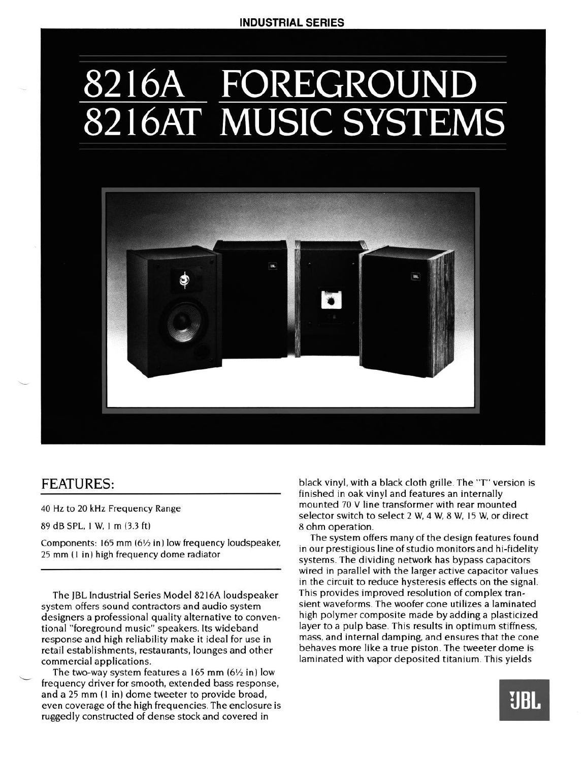INDUSTRIAL SERIES

# 8216A FOREGROUND
# 8216AT MUSIC SYSTEMS

## FEATURES:

40 Hz to 20 kHz Frequency Range

89 dB SPL, 1 W, 1 m (3.3 ft)

Components: 165 mm (6½ in) low frequency loudspeaker, 25 mm (1 in) high frequency dome radiator

The JBL Industrial Series Model 8216A loudspeaker system offers sound contractors and audio system designers a professional quality alternative to conventional "foreground music" speakers. Its wideband response and high reliability make it ideal for use in retail establishments, restaurants, lounges and other commercial applications.

The two-way system features a 165 mm (6½ in) low frequency driver for smooth, extended bass response, and a 25 mm (1 in) dome tweeter to provide broad, even coverage of the high frequencies. The enclosure is ruggedly constructed of dense stock and covered in black vinyl, with a black cloth grille. The "T" version is finished in oak vinyl and features an internally mounted 70 V line transformer with rear mounted selector switch to select 2 W, 4 W, 8 W, 15 W, or direct 8 ohm operation.

The system offers many of the design features found in our prestigious line of studio monitors and hi-fidelity systems. The dividing network has bypass capacitors wired in parallel with the larger active capacitor values in the circuit to reduce hysteresis effects on the signal. This provides improved resolution of complex transient waveforms. The woofer cone utilizes a laminated high polymer composite made by adding a plasticized layer to a pulp base. This results in optimum stiffness, mass, and internal damping, and ensures that the cone behaves more like a true piston. The tweeter dome is laminated with vapor deposited titanium. This yields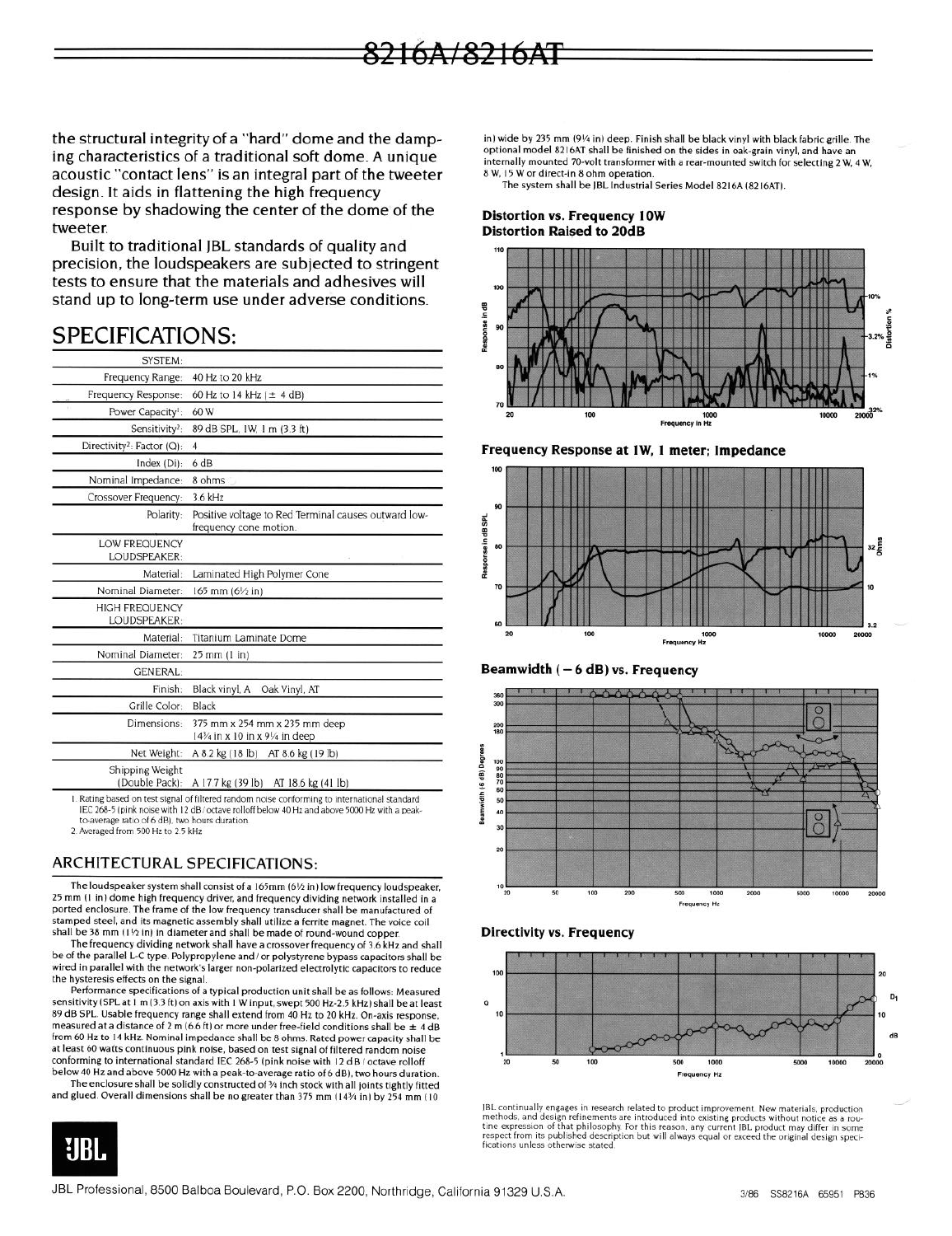# 8216A/8216AT

the structural integrity of a "hard" dome and the damping characteristics of a traditional soft dome. A unique acoustic "contact lens" is an integral part of the tweeter design. It aids in flattening the high frequency response by shadowing the center of the dome of the tweeter.

Built to traditional JBL standards of quality and precision, the loudspeakers are subjected to stringent tests to ensure that the materials and adhesives will stand up to long-term use under adverse conditions.

## SPECIFICATIONS:

| | |
|---|---|
| SYSTEM: | |
| Frequency Range: | 40 Hz to 20 kHz |
| Frequency Response: | 60 Hz to 14 kHz (± 4 dB) |
| Power Capacity[1]: | 60 W |
| Sensitivity[2]: | 89 dB SPL, 1W, 1 m (3.3 ft) |
| Directivity[2]: Factor (Q): | 4 |
| Index (Di): | 6 dB |
| Nominal Impedance: | 8 ohms |
| Crossover Frequency: | 3.6 kHz |
| Polarity: | Positive voltage to Red Terminal causes outward low-frequency cone motion. |
| LOW FREQUENCY LOUDSPEAKER: | |
| Material: | Laminated High Polymer Cone |
| Nominal Diameter: | 165 mm (6½ in) |
| HIGH FREQUENCY LOUDSPEAKER: | |
| Material: | Titanium Laminate Dome |
| Nominal Diameter: | 25 mm (1 in) |
| GENERAL: | |
| Finish: | Black vinyl, A Oak Vinyl, AT |
| Grille Color: | Black |
| Dimensions: | 375 mm x 254 mm x 235 mm deep 14¾ in x 10 in x 9¼ in deep |
| Net Weight: | A 8.2 kg (18 lb) AT 8.6 kg (19 lb) |
| Shipping Weight (Double Pack): | A 17.7 kg (39 lb) AT 18.6 kg (41 lb) |

1. Rating based on test signal of filtered random noise conforming to international standard IEC 268-5 (pink noise with 12 dB/octave rolloff below 40 Hz and above 5000 Hz with a peak-to-average ratio of 6 dB), two hours duration.
2. Averaged from 500 Hz to 2.5 kHz

## ARCHITECTURAL SPECIFICATIONS:

The loudspeaker system shall consist of a 165mm (6½ in) low frequency loudspeaker, 25 mm (1 in) dome high frequency driver, and frequency dividing network installed in a ported enclosure. The frame of the low frequency transducer shall be manufactured of stamped steel, and its magnetic assembly shall utilize a ferrite magnet. The voice coil shall be 38 mm (1½ in) in diameter and shall be made of round-wound copper.

The frequency dividing network shall have a crossover frequency of 3.6 kHz and shall be of the parallel L-C type. Polypropylene and/or polystyrene bypass capacitors shall be wired in parallel with the network's larger non-polarized electrolytic capacitors to reduce the hysteresis effects on the signal.

Performance specifications of a typical production unit shall be as follows: Measured sensitivity (SPL at 1 m (3.3 ft) on axis with 1 W input, swept 500 Hz-2.5 kHz) shall be at least 89 dB SPL. Usable frequency range shall extend from 40 Hz to 20 kHz. On-axis response, measured at a distance of 2 m (6.6 ft) or more under free-field conditions shall be ± 4 dB from 60 Hz to 14 kHz. Nominal impedance shall be 8 ohms. Rated power capacity shall be at least 60 watts continuous pink noise, based on test signal of filtered random noise conforming to international standard IEC 268-5 (pink noise with 12 dB/octave rolloff below 40 Hz and above 5000 Hz with a peak-to-average ratio of 6 dB), two hours duration.

The enclosure shall be solidly constructed of ¾ inch stock with all joints tightly fitted and glued. Overall dimensions shall be no greater than 375 mm (14¾ in) by 254 mm (10 in) wide by 235 mm (9¼ in) deep. Finish shall be black vinyl with black fabric grille. The optional model 8216AT shall be finished on the sides in oak-grain vinyl, and have an internally mounted 70-volt transformer with a rear-mounted switch for selecting 2 W, 4 W, 8 W, 15 W or direct-in 8 ohm operation.

The system shall be JBL Industrial Series Model 8216A (8216AT).

### Distortion vs. Frequency 10W
### Distortion Raised to 20dB

Response in dB
110
100
90
80
70
20 100 1000 10000 20000
Frequency in Hz
Distortion %
10%
3.2%
1%
.32%

### Frequency Response at 1W, 1 meter; Impedance

Response in dB SPL
100
90
80
70
60
20 100 1000 10000 20000
Frequency Hz
Ohms
32
10
3.2

### Beamwidth (– 6 dB) vs. Frequency

Beamwidth (-6 dB) Degrees
360
300
200
180
100
90
80
70
60
50
40
30
20
10
20 50 100 200 500 1000 2000 5000 10000 20000
Frequency Hz

### Directivity vs. Frequency

Q
100
10
1
20 50 100 500 1000 5000 10000 20000
Frequency Hz
$D_I$
20
10
0
dB

JBL continually engages in research related to product improvement. New materials, production methods, and design refinements are introduced into existing products without notice as a routine expression of that philosophy. For this reason, any current JBL product may differ in some respect from its published description but will always equal or exceed the original design specifications unless otherwise stated.

JBL

JBL Professional, 8500 Balboa Boulevard, P.O. Box 2200, Northridge, California 91329 U.S.A.

3/86 SS8216A 65951 P836